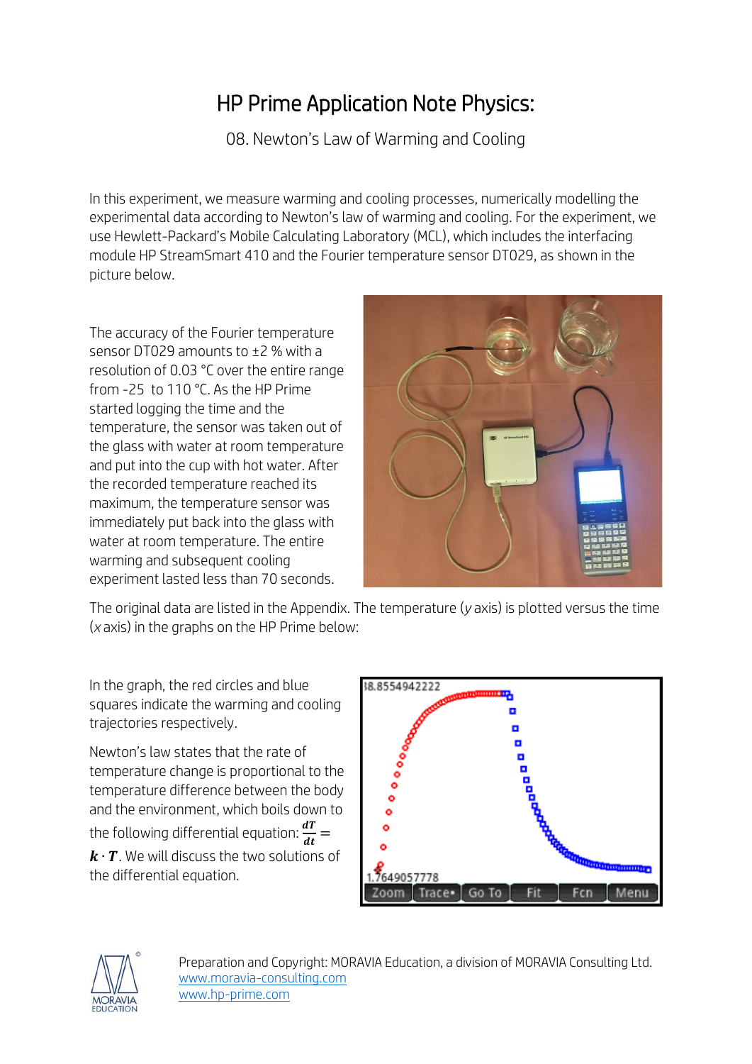# HP Prime Application Note Physics:

## 08. Newton's Law of Warming and Cooling

In this experiment, we measure warming and cooling processes, numerically modelling the experimental data according to Newton's law of warming and cooling. For the experiment, we use Hewlett-Packard's Mobile Calculating Laboratory (MCL), which includes the interfacing module HP StreamSmart 410 and the Fourier temperature sensor DT029, as shown in the picture below.

The accuracy of the Fourier temperature sensor DT029 amounts to ±2 % with a resolution of 0.03 °C over the entire range from -25 to 110 °C. As the HP Prime started logging the time and the temperature, the sensor was taken out of the glass with water at room temperature and put into the cup with hot water. After the recorded temperature reached its maximum, the temperature sensor was immediately put back into the glass with water at room temperature. The entire warming and subsequent cooling experiment lasted less than 70 seconds.

The original data are listed in the Appendix. The temperature (*y* axis) is plotted versus the time (*x* axis) in the graphs on the HP Prime below:

In the graph, the red circles and blue squares indicate the warming and cooling trajectories respectively.

Newton's law states that the rate of temperature change is proportional to the temperature difference between the body and the environment, which boils down to the following differential equation: $\frac{dT}{dt} = k \cdot T$. We will discuss the two solutions of the differential equation.

Preparation and Copyright: MORAVIA Education, a division of MORAVIA Consulting Ltd.
www.moravia-consulting.com
www.hp-prime.com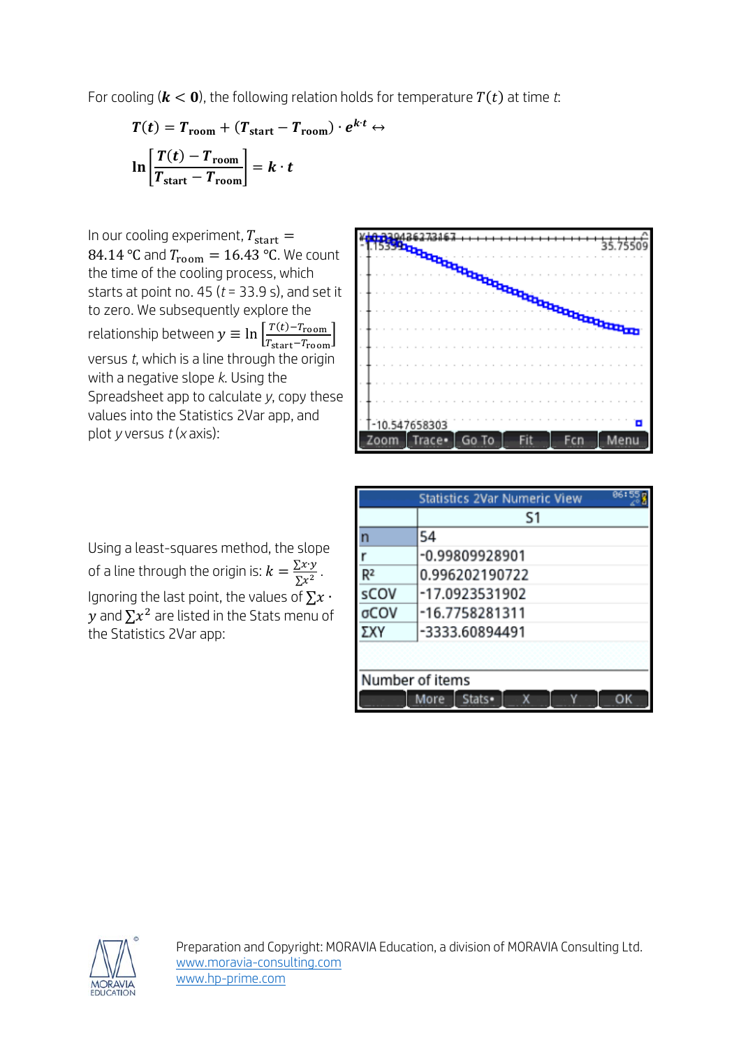For cooling ($\boldsymbol{k} < \mathbf{0}$), the following relation holds for temperature $T(t)$ at time $t$:

$$\boldsymbol{T}(\boldsymbol{t}) = \boldsymbol{T}_{\text{room}} + (\boldsymbol{T}_{\text{start}} - \boldsymbol{T}_{\text{room}}) \cdot \boldsymbol{e}^{\boldsymbol{k}\cdot\boldsymbol{t}} \leftrightarrow$$

$$\ln\left[\frac{\boldsymbol{T}(\boldsymbol{t}) - \boldsymbol{T}_{\text{room}}}{\boldsymbol{T}_{\text{start}} - \boldsymbol{T}_{\text{room}}}\right] = \boldsymbol{k} \cdot \boldsymbol{t}$$

In our cooling experiment, $T_{\text{start}} = 84.14$ °C and $T_{\text{room}} = 16.43$ °C. We count the time of the cooling process, which starts at point no. 45 ($t$ = 33.9 s), and set it to zero. We subsequently explore the relationship between $y \equiv \ln\left[\frac{T(t) - T_{\text{room}}}{T_{\text{start}} - T_{\text{room}}}\right]$ versus $t$, which is a line through the origin with a negative slope $k$. Using the Spreadsheet app to calculate $y$, copy these values into the Statistics 2Var app, and plot $y$ versus $t$ ($x$ axis):

Using a least-squares method, the slope of a line through the origin is: $k = \frac{\sum x \cdot y}{\sum x^2}$.

Ignoring the last point, the values of $\sum x \cdot y$ and $\sum x^2$ are listed in the Stats menu of the Statistics 2Var app:

| | S1 |
|---|---|
| n | 54 |
| r | -0.99809928901 |
| $R^2$ | 0.996202190722 |
| sCOV | -17.0923531902 |
| σCOV | -16.7758281311 |
| ΣXY | -3333.60894491 |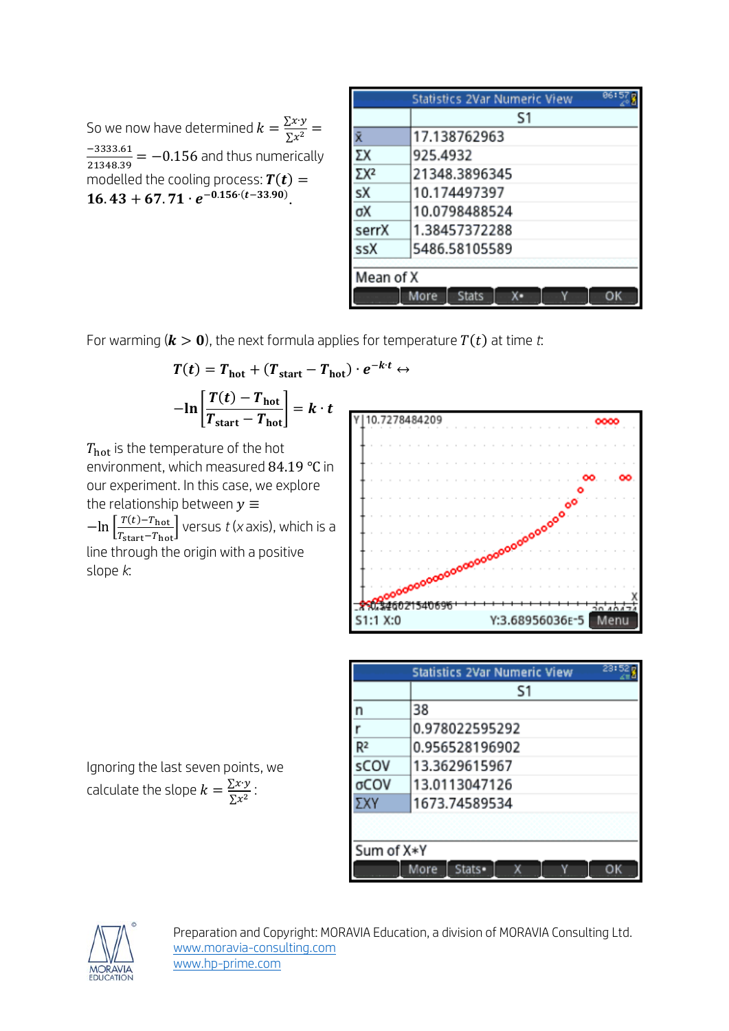So we now have determined $k = \frac{\sum x \cdot y}{\sum x^2} = \frac{-3333.61}{21348.39} = -0.156$ and thus numerically modelled the cooling process: $\boldsymbol{T(t) = 16.43 + 67.71 \cdot e^{-0.156 \cdot (t - 33.90)}}$.

| | S1 |
|---|---|
| x̄ | 17.138762963 |
| ΣX | 925.4932 |
| ΣX² | 21348.3896345 |
| sX | 10.174497397 |
| σX | 10.0798488524 |
| serrX | 1.38457372288 |
| ssX | 5486.58105589 |

For warming ($\boldsymbol{k > 0}$), the next formula applies for temperature $T(t)$ at time $t$:

$$\boldsymbol{T(t) = T_{\text{hot}} + (T_{\text{start}} - T_{\text{hot}}) \cdot e^{-k \cdot t}} \leftrightarrow$$

$$\boldsymbol{-\ln\left[\frac{T(t) - T_{\text{hot}}}{T_{\text{start}} - T_{\text{hot}}}\right] = k \cdot t}$$

$T_{\text{hot}}$ is the temperature of the hot environment, which measured 84.19 °C in our experiment. In this case, we explore the relationship between $y \equiv -\ln\left[\frac{T(t) - T_{\text{hot}}}{T_{\text{start}} - T_{\text{hot}}}\right]$ versus $t$ ($x$ axis), which is a line through the origin with a positive slope $k$:

Ignoring the last seven points, we calculate the slope $k = \frac{\sum x \cdot y}{\sum x^2}$:

| | S1 |
|---|---|
| n | 38 |
| r | 0.978022595292 |
| R² | 0.956528196902 |
| sCOV | 13.3629615967 |
| σCOV | 13.0113047126 |
| ΣXY | 1673.74589534 |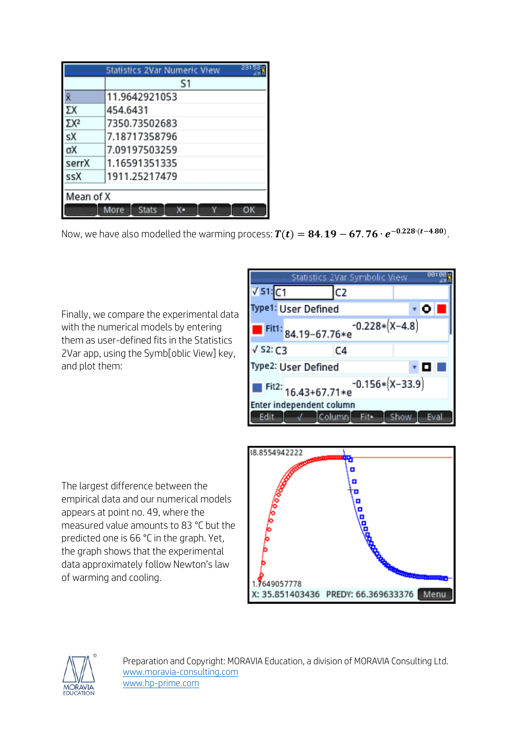| | S1 |
|---|---|
| x̄ | 11.9642921053 |
| ΣX | 454.6431 |
| ΣX² | 7350.73502683 |
| sX | 7.18717358796 |
| σX | 7.09197503259 |
| serrX | 1.16591351335 |
| ssX | 1911.25217479 |

Now, we have also modelled the warming process: $\boldsymbol{T(t) = 84.19 - 67.76 \cdot e^{-0.228\cdot(t-4.80)}}$.

Finally, we compare the experimental data with the numerical models by entering them as user-defined fits in the Statistics 2Var app, using the Symb[oblic View] key, and plot them:

The largest difference between the empirical data and our numerical models appears at point no. 49, where the measured value amounts to 83 °C but the predicted one is 66 °C in the graph. Yet, the graph shows that the experimental data approximately follow Newton's law of warming and cooling.

Preparation and Copyright: MORAVIA Education, a division of MORAVIA Consulting Ltd.
www.moravia-consulting.com
www.hp-prime.com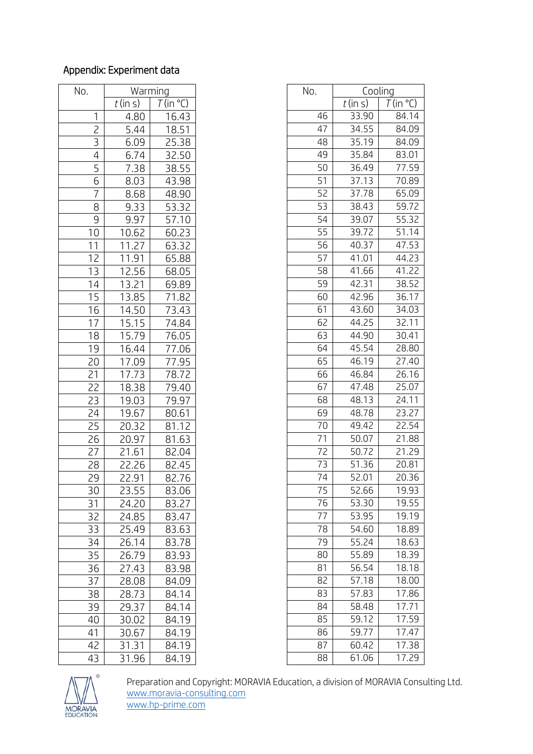Appendix: Experiment data

| No. | Warming | |
|---|---|---|
| | $t$ (in s) | $T$ (in °C) |
| 1 | 4.80 | 16.43 |
| 2 | 5.44 | 18.51 |
| 3 | 6.09 | 25.38 |
| 4 | 6.74 | 32.50 |
| 5 | 7.38 | 38.55 |
| 6 | 8.03 | 43.98 |
| 7 | 8.68 | 48.90 |
| 8 | 9.33 | 53.32 |
| 9 | 9.97 | 57.10 |
| 10 | 10.62 | 60.23 |
| 11 | 11.27 | 63.32 |
| 12 | 11.91 | 65.88 |
| 13 | 12.56 | 68.05 |
| 14 | 13.21 | 69.89 |
| 15 | 13.85 | 71.82 |
| 16 | 14.50 | 73.43 |
| 17 | 15.15 | 74.84 |
| 18 | 15.79 | 76.05 |
| 19 | 16.44 | 77.06 |
| 20 | 17.09 | 77.95 |
| 21 | 17.73 | 78.72 |
| 22 | 18.38 | 79.40 |
| 23 | 19.03 | 79.97 |
| 24 | 19.67 | 80.61 |
| 25 | 20.32 | 81.12 |
| 26 | 20.97 | 81.63 |
| 27 | 21.61 | 82.04 |
| 28 | 22.26 | 82.45 |
| 29 | 22.91 | 82.76 |
| 30 | 23.55 | 83.06 |
| 31 | 24.20 | 83.27 |
| 32 | 24.85 | 83.47 |
| 33 | 25.49 | 83.63 |
| 34 | 26.14 | 83.78 |
| 35 | 26.79 | 83.93 |
| 36 | 27.43 | 83.98 |
| 37 | 28.08 | 84.09 |
| 38 | 28.73 | 84.14 |
| 39 | 29.37 | 84.14 |
| 40 | 30.02 | 84.19 |
| 41 | 30.67 | 84.19 |
| 42 | 31.31 | 84.19 |
| 43 | 31.96 | 84.19 |

| No. | Cooling | |
|---|---|---|
| | $t$ (in s) | $T$ (in °C) |
| 46 | 33.90 | 84.14 |
| 47 | 34.55 | 84.09 |
| 48 | 35.19 | 84.09 |
| 49 | 35.84 | 83.01 |
| 50 | 36.49 | 77.59 |
| 51 | 37.13 | 70.89 |
| 52 | 37.78 | 65.09 |
| 53 | 38.43 | 59.72 |
| 54 | 39.07 | 55.32 |
| 55 | 39.72 | 51.14 |
| 56 | 40.37 | 47.53 |
| 57 | 41.01 | 44.23 |
| 58 | 41.66 | 41.22 |
| 59 | 42.31 | 38.52 |
| 60 | 42.96 | 36.17 |
| 61 | 43.60 | 34.03 |
| 62 | 44.25 | 32.11 |
| 63 | 44.90 | 30.41 |
| 64 | 45.54 | 28.80 |
| 65 | 46.19 | 27.40 |
| 66 | 46.84 | 26.16 |
| 67 | 47.48 | 25.07 |
| 68 | 48.13 | 24.11 |
| 69 | 48.78 | 23.27 |
| 70 | 49.42 | 22.54 |
| 71 | 50.07 | 21.88 |
| 72 | 50.72 | 21.29 |
| 73 | 51.36 | 20.81 |
| 74 | 52.01 | 20.36 |
| 75 | 52.66 | 19.93 |
| 76 | 53.30 | 19.55 |
| 77 | 53.95 | 19.19 |
| 78 | 54.60 | 18.89 |
| 79 | 55.24 | 18.63 |
| 80 | 55.89 | 18.39 |
| 81 | 56.54 | 18.18 |
| 82 | 57.18 | 18.00 |
| 83 | 57.83 | 17.86 |
| 84 | 58.48 | 17.71 |
| 85 | 59.12 | 17.59 |
| 86 | 59.77 | 17.47 |
| 87 | 60.42 | 17.38 |
| 88 | 61.06 | 17.29 |

Preparation and Copyright: MORAVIA Education, a division of MORAVIA Consulting Ltd.
www.moravia-consulting.com
www.hp-prime.com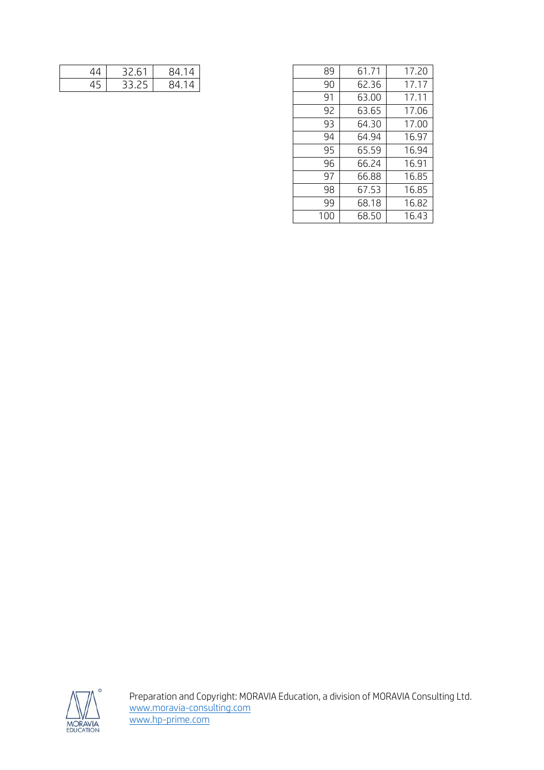| | | |
|---|---|---|
| 44 | 32.61 | 84.14 |
| 45 | 33.25 | 84.14 |

| | | |
|---|---|---|
| 89 | 61.71 | 17.20 |
| 90 | 62.36 | 17.17 |
| 91 | 63.00 | 17.11 |
| 92 | 63.65 | 17.06 |
| 93 | 64.30 | 17.00 |
| 94 | 64.94 | 16.97 |
| 95 | 65.59 | 16.94 |
| 96 | 66.24 | 16.91 |
| 97 | 66.88 | 16.85 |
| 98 | 67.53 | 16.85 |
| 99 | 68.18 | 16.82 |
| 100 | 68.50 | 16.43 |

Preparation and Copyright: MORAVIA Education, a division of MORAVIA Consulting Ltd.
www.moravia-consulting.com
www.hp-prime.com